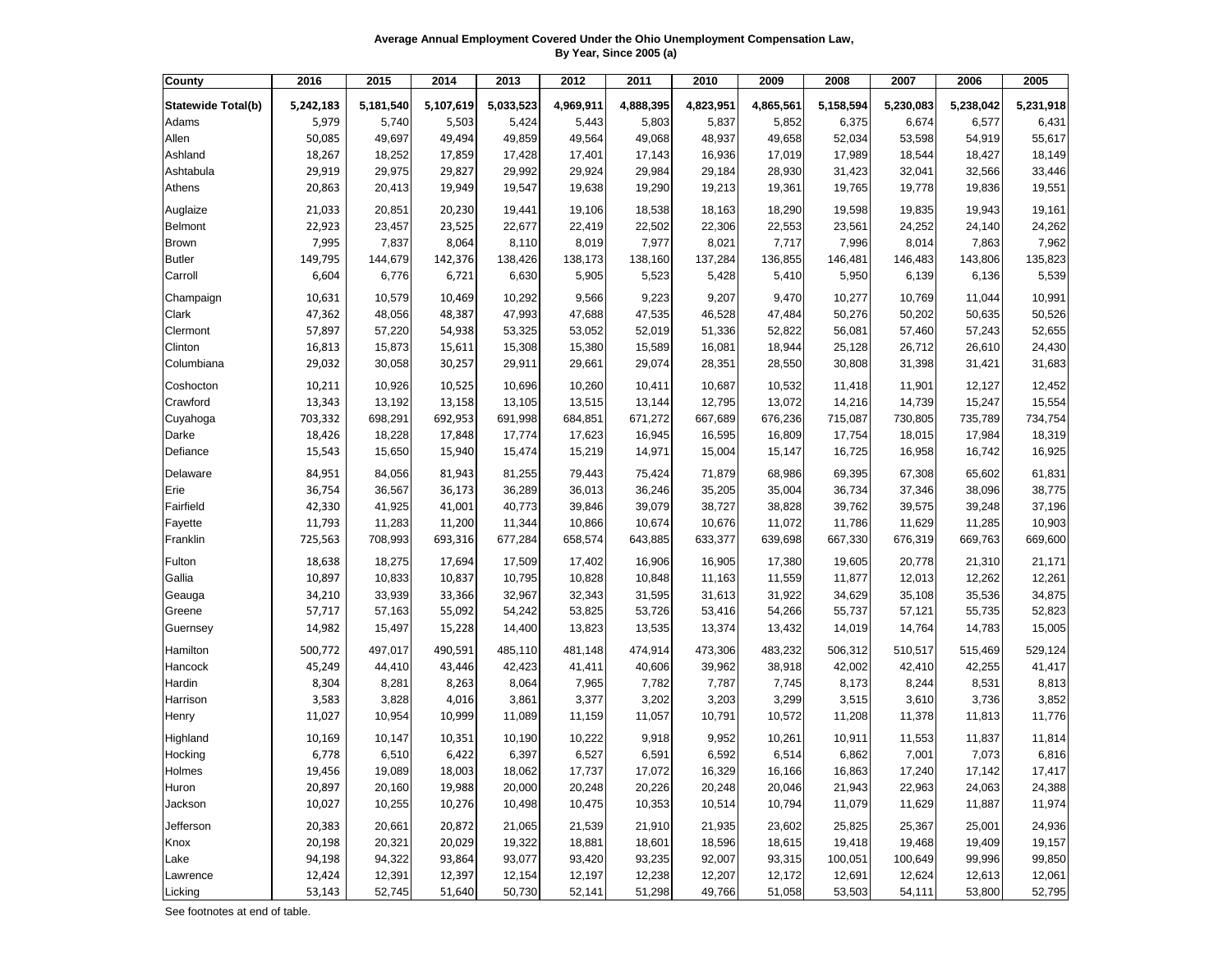**Average Annual Employment Covered Under the Ohio Unemployment Compensation Law, By Year, Since 2005 (a)**

| County | 2016 | 2015 | 2014 | 2013 | 2012 | 2011 | 2010 | 2009 | 2008 | 2007 | 2006 | 2005 |
|---|---|---|---|---|---|---|---|---|---|---|---|---|
| **Statewide Total(b)** | **5,242,183** | **5,181,540** | **5,107,619** | **5,033,523** | **4,969,911** | **4,888,395** | **4,823,951** | **4,865,561** | **5,158,594** | **5,230,083** | **5,238,042** | **5,231,918** |
| Adams | 5,979 | 5,740 | 5,503 | 5,424 | 5,443 | 5,803 | 5,837 | 5,852 | 6,375 | 6,674 | 6,577 | 6,431 |
| Allen | 50,085 | 49,697 | 49,494 | 49,859 | 49,564 | 49,068 | 48,937 | 49,658 | 52,034 | 53,598 | 54,919 | 55,617 |
| Ashland | 18,267 | 18,252 | 17,859 | 17,428 | 17,401 | 17,143 | 16,936 | 17,019 | 17,989 | 18,544 | 18,427 | 18,149 |
| Ashtabula | 29,919 | 29,975 | 29,827 | 29,992 | 29,924 | 29,984 | 29,184 | 28,930 | 31,423 | 32,041 | 32,566 | 33,446 |
| Athens | 20,863 | 20,413 | 19,949 | 19,547 | 19,638 | 19,290 | 19,213 | 19,361 | 19,765 | 19,778 | 19,836 | 19,551 |
| Auglaize | 21,033 | 20,851 | 20,230 | 19,441 | 19,106 | 18,538 | 18,163 | 18,290 | 19,598 | 19,835 | 19,943 | 19,161 |
| Belmont | 22,923 | 23,457 | 23,525 | 22,677 | 22,419 | 22,502 | 22,306 | 22,553 | 23,561 | 24,252 | 24,140 | 24,262 |
| Brown | 7,995 | 7,837 | 8,064 | 8,110 | 8,019 | 7,977 | 8,021 | 7,717 | 7,996 | 8,014 | 7,863 | 7,962 |
| Butler | 149,795 | 144,679 | 142,376 | 138,426 | 138,173 | 138,160 | 137,284 | 136,855 | 146,481 | 146,483 | 143,806 | 135,823 |
| Carroll | 6,604 | 6,776 | 6,721 | 6,630 | 5,905 | 5,523 | 5,428 | 5,410 | 5,950 | 6,139 | 6,136 | 5,539 |
| Champaign | 10,631 | 10,579 | 10,469 | 10,292 | 9,566 | 9,223 | 9,207 | 9,470 | 10,277 | 10,769 | 11,044 | 10,991 |
| Clark | 47,362 | 48,056 | 48,387 | 47,993 | 47,688 | 47,535 | 46,528 | 47,484 | 50,276 | 50,202 | 50,635 | 50,526 |
| Clermont | 57,897 | 57,220 | 54,938 | 53,325 | 53,052 | 52,019 | 51,336 | 52,822 | 56,081 | 57,460 | 57,243 | 52,655 |
| Clinton | 16,813 | 15,873 | 15,611 | 15,308 | 15,380 | 15,589 | 16,081 | 18,944 | 25,128 | 26,712 | 26,610 | 24,430 |
| Columbiana | 29,032 | 30,058 | 30,257 | 29,911 | 29,661 | 29,074 | 28,351 | 28,550 | 30,808 | 31,398 | 31,421 | 31,683 |
| Coshocton | 10,211 | 10,926 | 10,525 | 10,696 | 10,260 | 10,411 | 10,687 | 10,532 | 11,418 | 11,901 | 12,127 | 12,452 |
| Crawford | 13,343 | 13,192 | 13,158 | 13,105 | 13,515 | 13,144 | 12,795 | 13,072 | 14,216 | 14,739 | 15,247 | 15,554 |
| Cuyahoga | 703,332 | 698,291 | 692,953 | 691,998 | 684,851 | 671,272 | 667,689 | 676,236 | 715,087 | 730,805 | 735,789 | 734,754 |
| Darke | 18,426 | 18,228 | 17,848 | 17,774 | 17,623 | 16,945 | 16,595 | 16,809 | 17,754 | 18,015 | 17,984 | 18,319 |
| Defiance | 15,543 | 15,650 | 15,940 | 15,474 | 15,219 | 14,971 | 15,004 | 15,147 | 16,725 | 16,958 | 16,742 | 16,925 |
| Delaware | 84,951 | 84,056 | 81,943 | 81,255 | 79,443 | 75,424 | 71,879 | 68,986 | 69,395 | 67,308 | 65,602 | 61,831 |
| Erie | 36,754 | 36,567 | 36,173 | 36,289 | 36,013 | 36,246 | 35,205 | 35,004 | 36,734 | 37,346 | 38,096 | 38,775 |
| Fairfield | 42,330 | 41,925 | 41,001 | 40,773 | 39,846 | 39,079 | 38,727 | 38,828 | 39,762 | 39,575 | 39,248 | 37,196 |
| Fayette | 11,793 | 11,283 | 11,200 | 11,344 | 10,866 | 10,674 | 10,676 | 11,072 | 11,786 | 11,629 | 11,285 | 10,903 |
| Franklin | 725,563 | 708,993 | 693,316 | 677,284 | 658,574 | 643,885 | 633,377 | 639,698 | 667,330 | 676,319 | 669,763 | 669,600 |
| Fulton | 18,638 | 18,275 | 17,694 | 17,509 | 17,402 | 16,906 | 16,905 | 17,380 | 19,605 | 20,778 | 21,310 | 21,171 |
| Gallia | 10,897 | 10,833 | 10,837 | 10,795 | 10,828 | 10,848 | 11,163 | 11,559 | 11,877 | 12,013 | 12,262 | 12,261 |
| Geauga | 34,210 | 33,939 | 33,366 | 32,967 | 32,343 | 31,595 | 31,613 | 31,922 | 34,629 | 35,108 | 35,536 | 34,875 |
| Greene | 57,717 | 57,163 | 55,092 | 54,242 | 53,825 | 53,726 | 53,416 | 54,266 | 55,737 | 57,121 | 55,735 | 52,823 |
| Guernsey | 14,982 | 15,497 | 15,228 | 14,400 | 13,823 | 13,535 | 13,374 | 13,432 | 14,019 | 14,764 | 14,783 | 15,005 |
| Hamilton | 500,772 | 497,017 | 490,591 | 485,110 | 481,148 | 474,914 | 473,306 | 483,232 | 506,312 | 510,517 | 515,469 | 529,124 |
| Hancock | 45,249 | 44,410 | 43,446 | 42,423 | 41,411 | 40,606 | 39,962 | 38,918 | 42,002 | 42,410 | 42,255 | 41,417 |
| Hardin | 8,304 | 8,281 | 8,263 | 8,064 | 7,965 | 7,782 | 7,787 | 7,745 | 8,173 | 8,244 | 8,531 | 8,813 |
| Harrison | 3,583 | 3,828 | 4,016 | 3,861 | 3,377 | 3,202 | 3,203 | 3,299 | 3,515 | 3,610 | 3,736 | 3,852 |
| Henry | 11,027 | 10,954 | 10,999 | 11,089 | 11,159 | 11,057 | 10,791 | 10,572 | 11,208 | 11,378 | 11,813 | 11,776 |
| Highland | 10,169 | 10,147 | 10,351 | 10,190 | 10,222 | 9,918 | 9,952 | 10,261 | 10,911 | 11,553 | 11,837 | 11,814 |
| Hocking | 6,778 | 6,510 | 6,422 | 6,397 | 6,527 | 6,591 | 6,592 | 6,514 | 6,862 | 7,001 | 7,073 | 6,816 |
| Holmes | 19,456 | 19,089 | 18,003 | 18,062 | 17,737 | 17,072 | 16,329 | 16,166 | 16,863 | 17,240 | 17,142 | 17,417 |
| Huron | 20,897 | 20,160 | 19,988 | 20,000 | 20,248 | 20,226 | 20,248 | 20,046 | 21,943 | 22,963 | 24,063 | 24,388 |
| Jackson | 10,027 | 10,255 | 10,276 | 10,498 | 10,475 | 10,353 | 10,514 | 10,794 | 11,079 | 11,629 | 11,887 | 11,974 |
| Jefferson | 20,383 | 20,661 | 20,872 | 21,065 | 21,539 | 21,910 | 21,935 | 23,602 | 25,825 | 25,367 | 25,001 | 24,936 |
| Knox | 20,198 | 20,321 | 20,029 | 19,322 | 18,881 | 18,601 | 18,596 | 18,615 | 19,418 | 19,468 | 19,409 | 19,157 |
| Lake | 94,198 | 94,322 | 93,864 | 93,077 | 93,420 | 93,235 | 92,007 | 93,315 | 100,051 | 100,649 | 99,996 | 99,850 |
| Lawrence | 12,424 | 12,391 | 12,397 | 12,154 | 12,197 | 12,238 | 12,207 | 12,172 | 12,691 | 12,624 | 12,613 | 12,061 |
| Licking | 53,143 | 52,745 | 51,640 | 50,730 | 52,141 | 51,298 | 49,766 | 51,058 | 53,503 | 54,111 | 53,800 | 52,795 |

See footnotes at end of table.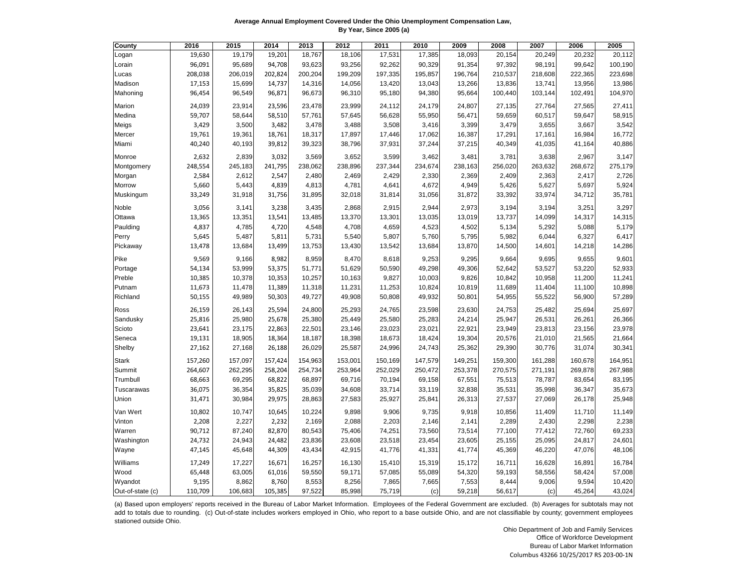**Average Annual Employment Covered Under the Ohio Unemployment Compensation Law, By Year, Since 2005 (a)**

| County | 2016 | 2015 | 2014 | 2013 | 2012 | 2011 | 2010 | 2009 | 2008 | 2007 | 2006 | 2005 |
|---|---|---|---|---|---|---|---|---|---|---|---|---|
| Logan | 19,630 | 19,179 | 19,201 | 18,767 | 18,106 | 17,531 | 17,385 | 18,093 | 20,154 | 20,249 | 20,232 | 20,112 |
| Lorain | 96,091 | 95,689 | 94,708 | 93,623 | 93,256 | 92,262 | 90,329 | 91,354 | 97,392 | 98,191 | 99,642 | 100,190 |
| Lucas | 208,038 | 206,019 | 202,824 | 200,204 | 199,209 | 197,335 | 195,857 | 196,764 | 210,537 | 218,608 | 222,365 | 223,698 |
| Madison | 17,153 | 15,699 | 14,737 | 14,316 | 14,056 | 13,420 | 13,043 | 13,266 | 13,836 | 13,741 | 13,956 | 13,986 |
| Mahoning | 96,454 | 96,549 | 96,871 | 96,673 | 96,310 | 95,180 | 94,380 | 95,664 | 100,440 | 103,144 | 102,491 | 104,970 |
| Marion | 24,039 | 23,914 | 23,596 | 23,478 | 23,999 | 24,112 | 24,179 | 24,807 | 27,135 | 27,764 | 27,565 | 27,411 |
| Medina | 59,707 | 58,644 | 58,510 | 57,761 | 57,645 | 56,628 | 55,950 | 56,471 | 59,659 | 60,517 | 59,647 | 58,915 |
| Meigs | 3,429 | 3,500 | 3,482 | 3,478 | 3,488 | 3,508 | 3,416 | 3,399 | 3,479 | 3,655 | 3,667 | 3,542 |
| Mercer | 19,761 | 19,361 | 18,761 | 18,317 | 17,897 | 17,446 | 17,062 | 16,387 | 17,291 | 17,161 | 16,984 | 16,772 |
| Miami | 40,240 | 40,193 | 39,812 | 39,323 | 38,796 | 37,931 | 37,244 | 37,215 | 40,349 | 41,035 | 41,164 | 40,886 |
| Monroe | 2,632 | 2,839 | 3,032 | 3,569 | 3,652 | 3,599 | 3,462 | 3,481 | 3,781 | 3,638 | 2,967 | 3,147 |
| Montgomery | 248,554 | 245,183 | 241,795 | 238,062 | 238,896 | 237,344 | 234,674 | 238,163 | 256,020 | 263,632 | 268,672 | 275,179 |
| Morgan | 2,584 | 2,612 | 2,547 | 2,480 | 2,469 | 2,429 | 2,330 | 2,369 | 2,409 | 2,363 | 2,417 | 2,726 |
| Morrow | 5,660 | 5,443 | 4,839 | 4,813 | 4,781 | 4,641 | 4,672 | 4,949 | 5,426 | 5,627 | 5,697 | 5,924 |
| Muskingum | 33,249 | 31,918 | 31,756 | 31,895 | 32,018 | 31,814 | 31,056 | 31,872 | 33,392 | 33,974 | 34,712 | 35,781 |
| Noble | 3,056 | 3,141 | 3,238 | 3,435 | 2,868 | 2,915 | 2,944 | 2,973 | 3,194 | 3,194 | 3,251 | 3,297 |
| Ottawa | 13,365 | 13,351 | 13,541 | 13,485 | 13,370 | 13,301 | 13,035 | 13,019 | 13,737 | 14,099 | 14,317 | 14,315 |
| Paulding | 4,837 | 4,785 | 4,720 | 4,548 | 4,708 | 4,659 | 4,523 | 4,502 | 5,134 | 5,292 | 5,088 | 5,179 |
| Perry | 5,645 | 5,487 | 5,811 | 5,731 | 5,540 | 5,807 | 5,760 | 5,795 | 5,982 | 6,044 | 6,327 | 6,417 |
| Pickaway | 13,478 | 13,684 | 13,499 | 13,753 | 13,430 | 13,542 | 13,684 | 13,870 | 14,500 | 14,601 | 14,218 | 14,286 |
| Pike | 9,569 | 9,166 | 8,982 | 8,959 | 8,470 | 8,618 | 9,253 | 9,295 | 9,664 | 9,695 | 9,655 | 9,601 |
| Portage | 54,134 | 53,999 | 53,375 | 51,771 | 51,629 | 50,590 | 49,298 | 49,306 | 52,642 | 53,527 | 53,220 | 52,933 |
| Preble | 10,385 | 10,378 | 10,353 | 10,257 | 10,163 | 9,827 | 10,003 | 9,826 | 10,842 | 10,958 | 11,200 | 11,241 |
| Putnam | 11,673 | 11,478 | 11,389 | 11,318 | 11,231 | 11,253 | 10,824 | 10,819 | 11,689 | 11,404 | 11,100 | 10,898 |
| Richland | 50,155 | 49,989 | 50,303 | 49,727 | 49,908 | 50,808 | 49,932 | 50,801 | 54,955 | 55,522 | 56,900 | 57,289 |
| Ross | 26,159 | 26,143 | 25,594 | 24,800 | 25,293 | 24,765 | 23,598 | 23,630 | 24,753 | 25,482 | 25,694 | 25,697 |
| Sandusky | 25,816 | 25,980 | 25,678 | 25,380 | 25,449 | 25,580 | 25,283 | 24,214 | 25,947 | 26,531 | 26,261 | 26,366 |
| Scioto | 23,641 | 23,175 | 22,863 | 22,501 | 23,146 | 23,023 | 23,021 | 22,921 | 23,949 | 23,813 | 23,156 | 23,978 |
| Seneca | 19,131 | 18,905 | 18,364 | 18,187 | 18,398 | 18,673 | 18,424 | 19,304 | 20,576 | 21,010 | 21,565 | 21,664 |
| Shelby | 27,162 | 27,168 | 26,188 | 26,029 | 25,587 | 24,996 | 24,743 | 25,362 | 29,390 | 30,776 | 31,074 | 30,341 |
| Stark | 157,260 | 157,097 | 157,424 | 154,963 | 153,001 | 150,169 | 147,579 | 149,251 | 159,300 | 161,288 | 160,678 | 164,951 |
| Summit | 264,607 | 262,295 | 258,204 | 254,734 | 253,964 | 252,029 | 250,472 | 253,378 | 270,575 | 271,191 | 269,878 | 267,988 |
| Trumbull | 68,663 | 69,295 | 68,822 | 68,897 | 69,716 | 70,194 | 69,158 | 67,551 | 75,513 | 78,787 | 83,654 | 83,195 |
| Tuscarawas | 36,075 | 36,354 | 35,825 | 35,039 | 34,608 | 33,714 | 33,119 | 32,838 | 35,531 | 35,998 | 36,347 | 35,673 |
| Union | 31,471 | 30,984 | 29,975 | 28,863 | 27,583 | 25,927 | 25,841 | 26,313 | 27,537 | 27,069 | 26,178 | 25,948 |
| Van Wert | 10,802 | 10,747 | 10,645 | 10,224 | 9,898 | 9,906 | 9,735 | 9,918 | 10,856 | 11,409 | 11,710 | 11,149 |
| Vinton | 2,208 | 2,227 | 2,232 | 2,169 | 2,088 | 2,203 | 2,146 | 2,141 | 2,289 | 2,430 | 2,298 | 2,238 |
| Warren | 90,712 | 87,240 | 82,870 | 80,543 | 75,406 | 74,251 | 73,560 | 73,514 | 77,100 | 77,412 | 72,760 | 69,233 |
| Washington | 24,732 | 24,943 | 24,482 | 23,836 | 23,608 | 23,518 | 23,454 | 23,605 | 25,155 | 25,095 | 24,817 | 24,601 |
| Wayne | 47,145 | 45,648 | 44,309 | 43,434 | 42,915 | 41,776 | 41,331 | 41,774 | 45,369 | 46,220 | 47,076 | 48,106 |
| Williams | 17,249 | 17,227 | 16,671 | 16,257 | 16,130 | 15,410 | 15,319 | 15,172 | 16,711 | 16,628 | 16,891 | 16,784 |
| Wood | 65,448 | 63,005 | 61,016 | 59,550 | 59,171 | 57,085 | 55,089 | 54,320 | 59,193 | 58,556 | 58,424 | 57,008 |
| Wyandot | 9,195 | 8,862 | 8,760 | 8,553 | 8,256 | 7,865 | 7,665 | 7,553 | 8,444 | 9,006 | 9,594 | 10,420 |
| Out-of-state (c) | 110,709 | 106,683 | 105,385 | 97,522 | 85,998 | 75,719 | (c) | 59,218 | 56,617 | (c) | 45,264 | 43,024 |

(a) Based upon employers' reports received in the Bureau of Labor Market Information. Employees of the Federal Government are excluded. (b) Averages for subtotals may not add to totals due to rounding. (c) Out-of-state includes workers employed in Ohio, who report to a base outside Ohio, and are not classifiable by county; government employees stationed outside Ohio.

Ohio Department of Job and Family Services
Office of Workforce Development
Bureau of Labor Market Information
Columbus 43266 10/25/2017 RS 203-00-1N